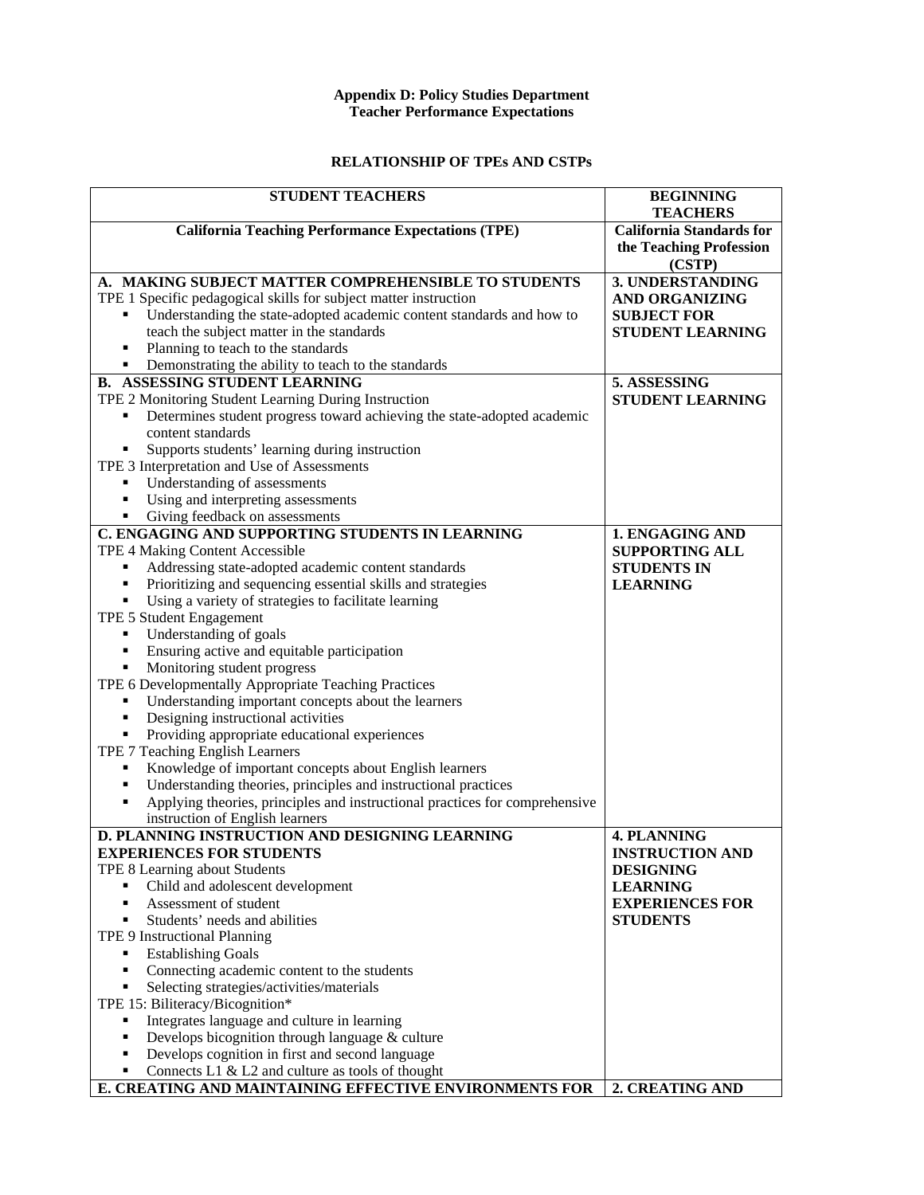**Appendix D: Policy Studies Department**
**Teacher Performance Expectations**

**RELATIONSHIP OF TPEs AND CSTPs**

| **STUDENT TEACHERS** | **BEGINNING TEACHERS** |
|---|---|
| **California Teaching Performance Expectations (TPE)** | **California Standards for the Teaching Profession (CSTP)** |
| **A. MAKING SUBJECT MATTER COMPREHENSIBLE TO STUDENTS**<br>TPE 1 Specific pedagogical skills for subject matter instruction<br>▪ Understanding the state-adopted academic content standards and how to teach the subject matter in the standards<br>▪ Planning to teach to the standards<br>▪ Demonstrating the ability to teach to the standards | **3. UNDERSTANDING AND ORGANIZING SUBJECT FOR STUDENT LEARNING** |
| **B. ASSESSING STUDENT LEARNING**<br>TPE 2 Monitoring Student Learning During Instruction<br>▪ Determines student progress toward achieving the state-adopted academic content standards<br>▪ Supports students' learning during instruction<br>TPE 3 Interpretation and Use of Assessments<br>▪ Understanding of assessments<br>▪ Using and interpreting assessments<br>▪ Giving feedback on assessments | **5. ASSESSING STUDENT LEARNING** |
| **C. ENGAGING AND SUPPORTING STUDENTS IN LEARNING**<br>TPE 4 Making Content Accessible<br>▪ Addressing state-adopted academic content standards<br>▪ Prioritizing and sequencing essential skills and strategies<br>▪ Using a variety of strategies to facilitate learning<br>TPE 5 Student Engagement<br>▪ Understanding of goals<br>▪ Ensuring active and equitable participation<br>▪ Monitoring student progress<br>TPE 6 Developmentally Appropriate Teaching Practices<br>▪ Understanding important concepts about the learners<br>▪ Designing instructional activities<br>▪ Providing appropriate educational experiences<br>TPE 7 Teaching English Learners<br>▪ Knowledge of important concepts about English learners<br>▪ Understanding theories, principles and instructional practices<br>▪ Applying theories, principles and instructional practices for comprehensive instruction of English learners | **1. ENGAGING AND SUPPORTING ALL STUDENTS IN LEARNING** |
| **D. PLANNING INSTRUCTION AND DESIGNING LEARNING EXPERIENCES FOR STUDENTS**<br>TPE 8 Learning about Students<br>▪ Child and adolescent development<br>▪ Assessment of student<br>▪ Students' needs and abilities<br>TPE 9 Instructional Planning<br>▪ Establishing Goals<br>▪ Connecting academic content to the students<br>▪ Selecting strategies/activities/materials<br>TPE 15: Biliteracy/Bicognition*<br>▪ Integrates language and culture in learning<br>▪ Develops bicognition through language & culture<br>▪ Develops cognition in first and second language<br>▪ Connects L1 & L2 and culture as tools of thought | **4. PLANNING INSTRUCTION AND DESIGNING LEARNING EXPERIENCES FOR STUDENTS** |
| **E. CREATING AND MAINTAINING EFFECTIVE ENVIRONMENTS FOR** | **2. CREATING AND** |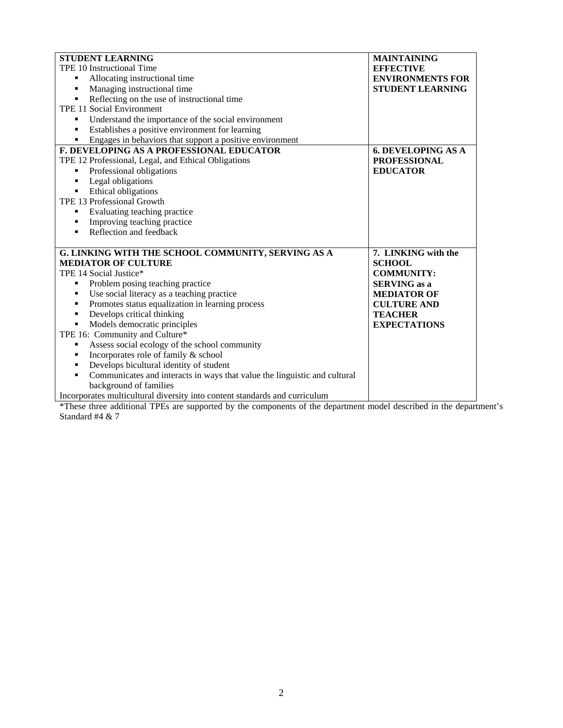| | |
|---|---|
| **STUDENT LEARNING**<br>TPE 10 Instructional Time<br>▪ Allocating instructional time<br>▪ Managing instructional time<br>▪ Reflecting on the use of instructional time<br>TPE 11 Social Environment<br>▪ Understand the importance of the social environment<br>▪ Establishes a positive environment for learning<br>▪ Engages in behaviors that support a positive environment | **MAINTAINING EFFECTIVE ENVIRONMENTS FOR STUDENT LEARNING** |
| **F. DEVELOPING AS A PROFESSIONAL EDUCATOR**<br>TPE 12 Professional, Legal, and Ethical Obligations<br>▪ Professional obligations<br>▪ Legal obligations<br>▪ Ethical obligations<br>TPE 13 Professional Growth<br>▪ Evaluating teaching practice<br>▪ Improving teaching practice<br>▪ Reflection and feedback | **6. DEVELOPING AS A PROFESSIONAL EDUCATOR** |
| **G. LINKING WITH THE SCHOOL COMMUNITY, SERVING AS A MEDIATOR OF CULTURE**<br>TPE 14 Social Justice*<br>▪ Problem posing teaching practice<br>▪ Use social literacy as a teaching practice<br>▪ Promotes status equalization in learning process<br>▪ Develops critical thinking<br>▪ Models democratic principles<br>TPE 16: Community and Culture*<br>▪ Assess social ecology of the school community<br>▪ Incorporates role of family & school<br>▪ Develops bicultural identity of student<br>▪ Communicates and interacts in ways that value the linguistic and cultural background of families<br>Incorporates multicultural diversity into content standards and curriculum | **7. LINKING with the SCHOOL COMMUNITY: SERVING as a MEDIATOR OF CULTURE AND TEACHER EXPECTATIONS** |

*These three additional TPEs are supported by the components of the department model described in the department's Standard #4 & 7